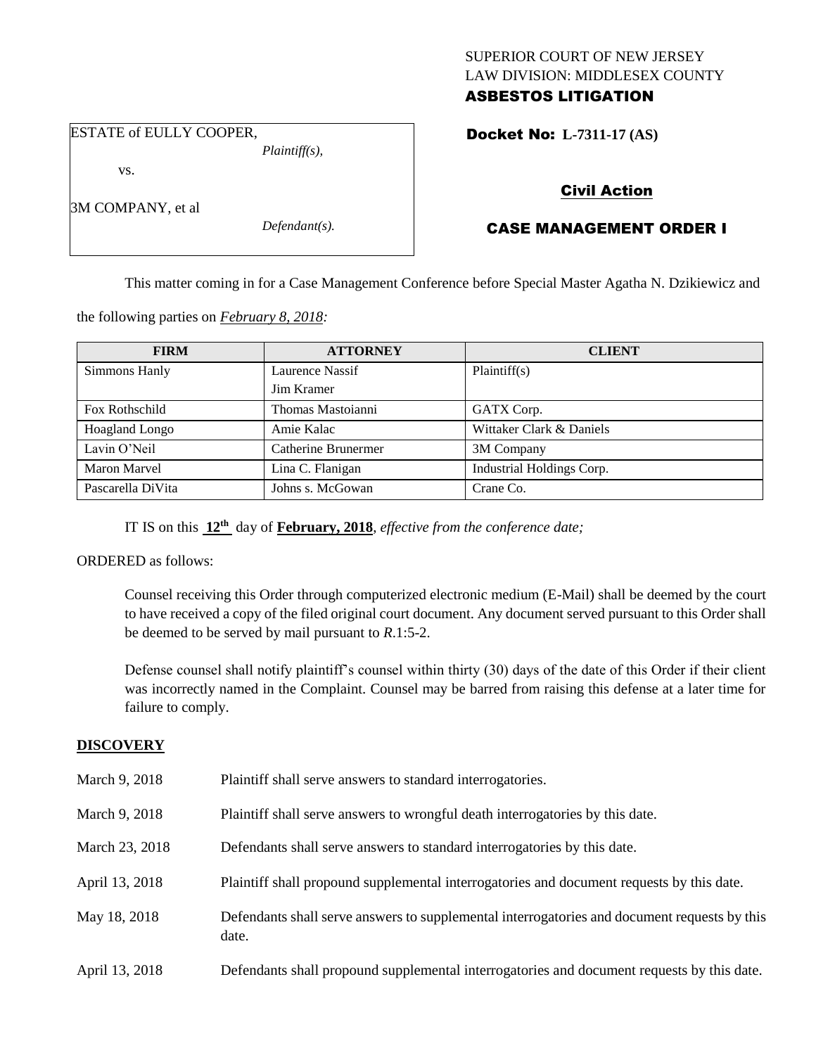SUPERIOR COURT OF NEW JERSEY
LAW DIVISION: MIDDLESEX COUNTY
**ASBESTOS LITIGATION**

ESTATE of EULLY COOPER,
*Plaintiff(s),*

vs.

3M COMPANY, et al
*Defendant(s).*

**Docket No: L-7311-17 (AS)**

## Civil Action

## CASE MANAGEMENT ORDER I

This matter coming in for a Case Management Conference before Special Master Agatha N. Dzikiewicz and the following parties on *February 8, 2018:*

| FIRM | ATTORNEY | CLIENT |
|---|---|---|
| Simmons Hanly | Laurence Nassif<br>Jim Kramer | Plaintiff(s) |
| Fox Rothschild | Thomas Mastoianni | GATX Corp. |
| Hoagland Longo | Amie Kalac | Wittaker Clark & Daniels |
| Lavin O'Neil | Catherine Brunermer | 3M Company |
| Maron Marvel | Lina C. Flanigan | Industrial Holdings Corp. |
| Pascarella DiVita | Johns s. McGowan | Crane Co. |

IT IS on this **12th** day of **February, 2018**, *effective from the conference date;*

ORDERED as follows:

Counsel receiving this Order through computerized electronic medium (E-Mail) shall be deemed by the court to have received a copy of the filed original court document. Any document served pursuant to this Order shall be deemed to be served by mail pursuant to *R*.1:5-2.

Defense counsel shall notify plaintiff's counsel within thirty (30) days of the date of this Order if their client was incorrectly named in the Complaint. Counsel may be barred from raising this defense at a later time for failure to comply.

## DISCOVERY

| | |
|---|---|
| March 9, 2018 | Plaintiff shall serve answers to standard interrogatories. |
| March 9, 2018 | Plaintiff shall serve answers to wrongful death interrogatories by this date. |
| March 23, 2018 | Defendants shall serve answers to standard interrogatories by this date. |
| April 13, 2018 | Plaintiff shall propound supplemental interrogatories and document requests by this date. |
| May 18, 2018 | Defendants shall serve answers to supplemental interrogatories and document requests by this date. |
| April 13, 2018 | Defendants shall propound supplemental interrogatories and document requests by this date. |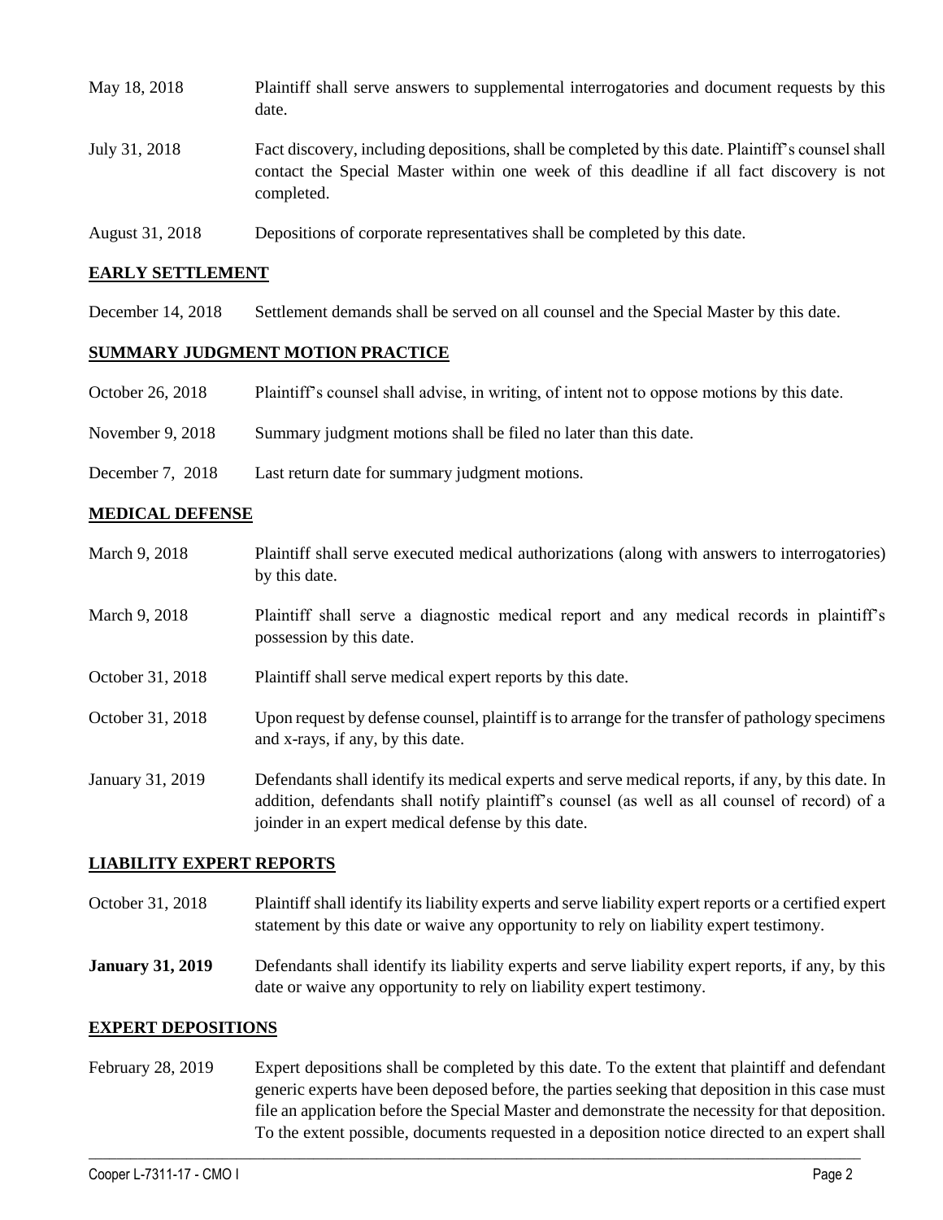| | |
|---|---|
| May 18, 2018 | Plaintiff shall serve answers to supplemental interrogatories and document requests by this date. |
| July 31, 2018 | Fact discovery, including depositions, shall be completed by this date. Plaintiff's counsel shall contact the Special Master within one week of this deadline if all fact discovery is not completed. |
| August 31, 2018 | Depositions of corporate representatives shall be completed by this date. |

## EARLY SETTLEMENT

| | |
|---|---|
| December 14, 2018 | Settlement demands shall be served on all counsel and the Special Master by this date. |

## SUMMARY JUDGMENT MOTION PRACTICE

| | |
|---|---|
| October 26, 2018 | Plaintiff's counsel shall advise, in writing, of intent not to oppose motions by this date. |
| November 9, 2018 | Summary judgment motions shall be filed no later than this date. |
| December 7, 2018 | Last return date for summary judgment motions. |

## MEDICAL DEFENSE

| | |
|---|---|
| March 9, 2018 | Plaintiff shall serve executed medical authorizations (along with answers to interrogatories) by this date. |
| March 9, 2018 | Plaintiff shall serve a diagnostic medical report and any medical records in plaintiff's possession by this date. |
| October 31, 2018 | Plaintiff shall serve medical expert reports by this date. |
| October 31, 2018 | Upon request by defense counsel, plaintiff is to arrange for the transfer of pathology specimens and x-rays, if any, by this date. |
| January 31, 2019 | Defendants shall identify its medical experts and serve medical reports, if any, by this date. In addition, defendants shall notify plaintiff's counsel (as well as all counsel of record) of a joinder in an expert medical defense by this date. |

## LIABILITY EXPERT REPORTS

| | |
|---|---|
| October 31, 2018 | Plaintiff shall identify its liability experts and serve liability expert reports or a certified expert statement by this date or waive any opportunity to rely on liability expert testimony. |
| **January 31, 2019** | Defendants shall identify its liability experts and serve liability expert reports, if any, by this date or waive any opportunity to rely on liability expert testimony. |

## EXPERT DEPOSITIONS

| | |
|---|---|
| February 28, 2019 | Expert depositions shall be completed by this date. To the extent that plaintiff and defendant generic experts have been deposed before, the parties seeking that deposition in this case must file an application before the Special Master and demonstrate the necessity for that deposition. To the extent possible, documents requested in a deposition notice directed to an expert shall |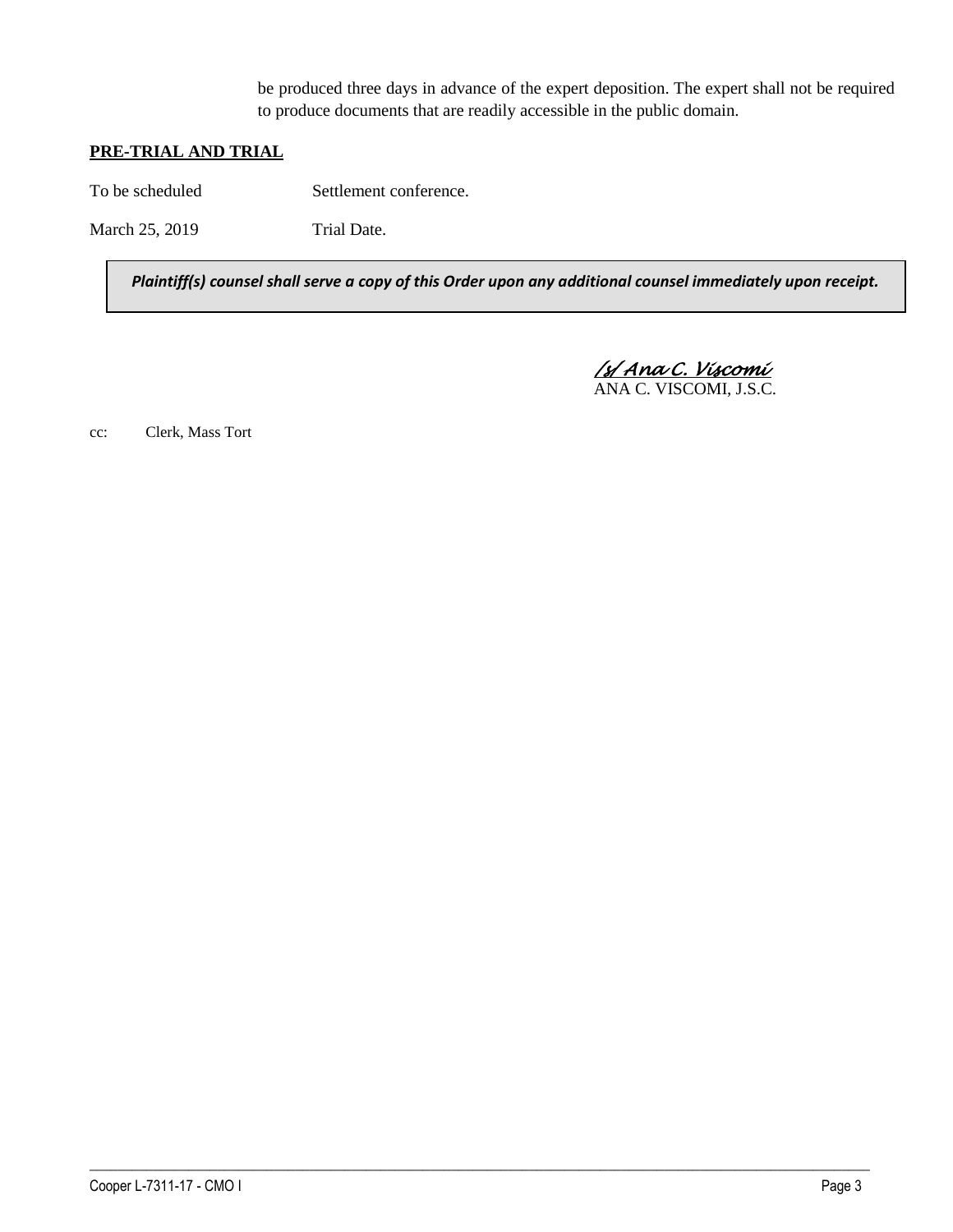be produced three days in advance of the expert deposition. The expert shall not be required to produce documents that are readily accessible in the public domain.

**PRE-TRIAL AND TRIAL**

| | |
|---|---|
| To be scheduled | Settlement conference. |
| March 25, 2019 | Trial Date. |

***Plaintiff(s) counsel shall serve a copy of this Order upon any additional counsel immediately upon receipt.***

*/s/ Ana C. Viscomi*
ANA C. VISCOMI, J.S.C.

cc: Clerk, Mass Tort